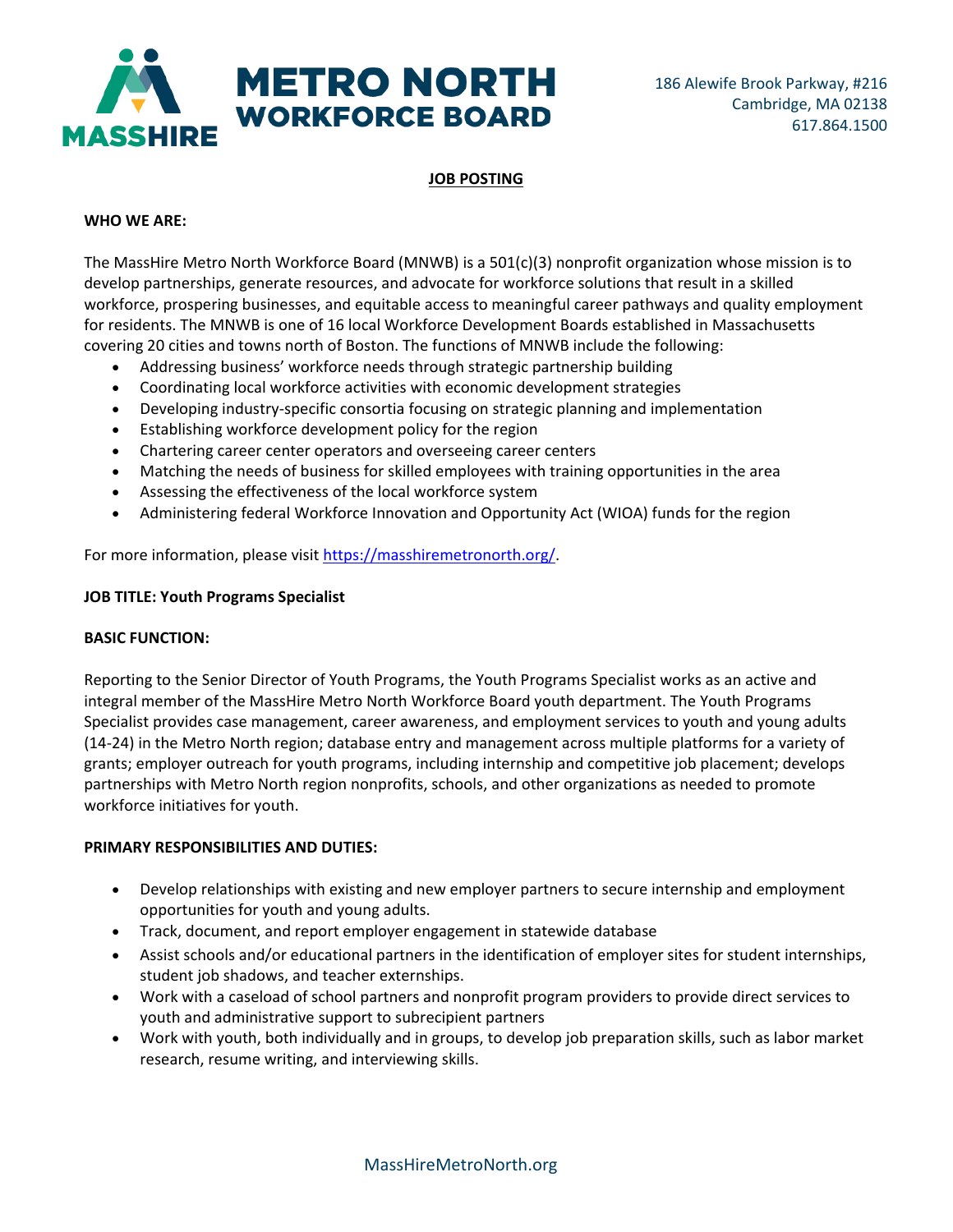MASSHIRE **METRO NORTH WORKFORCE BOARD**

186 Alewife Brook Parkway, #216
Cambridge, MA 02138
617.864.1500

**JOB POSTING**

**WHO WE ARE:**

The MassHire Metro North Workforce Board (MNWB) is a 501(c)(3) nonprofit organization whose mission is to develop partnerships, generate resources, and advocate for workforce solutions that result in a skilled workforce, prospering businesses, and equitable access to meaningful career pathways and quality employment for residents. The MNWB is one of 16 local Workforce Development Boards established in Massachusetts covering 20 cities and towns north of Boston. The functions of MNWB include the following:

- Addressing business' workforce needs through strategic partnership building
- Coordinating local workforce activities with economic development strategies
- Developing industry-specific consortia focusing on strategic planning and implementation
- Establishing workforce development policy for the region
- Chartering career center operators and overseeing career centers
- Matching the needs of business for skilled employees with training opportunities in the area
- Assessing the effectiveness of the local workforce system
- Administering federal Workforce Innovation and Opportunity Act (WIOA) funds for the region

For more information, please visit https://masshiremetronorth.org/.

**JOB TITLE: Youth Programs Specialist**

**BASIC FUNCTION:**

Reporting to the Senior Director of Youth Programs, the Youth Programs Specialist works as an active and integral member of the MassHire Metro North Workforce Board youth department. The Youth Programs Specialist provides case management, career awareness, and employment services to youth and young adults (14-24) in the Metro North region; database entry and management across multiple platforms for a variety of grants; employer outreach for youth programs, including internship and competitive job placement; develops partnerships with Metro North region nonprofits, schools, and other organizations as needed to promote workforce initiatives for youth.

**PRIMARY RESPONSIBILITIES AND DUTIES:**

- Develop relationships with existing and new employer partners to secure internship and employment opportunities for youth and young adults.
- Track, document, and report employer engagement in statewide database
- Assist schools and/or educational partners in the identification of employer sites for student internships, student job shadows, and teacher externships.
- Work with a caseload of school partners and nonprofit program providers to provide direct services to youth and administrative support to subrecipient partners
- Work with youth, both individually and in groups, to develop job preparation skills, such as labor market research, resume writing, and interviewing skills.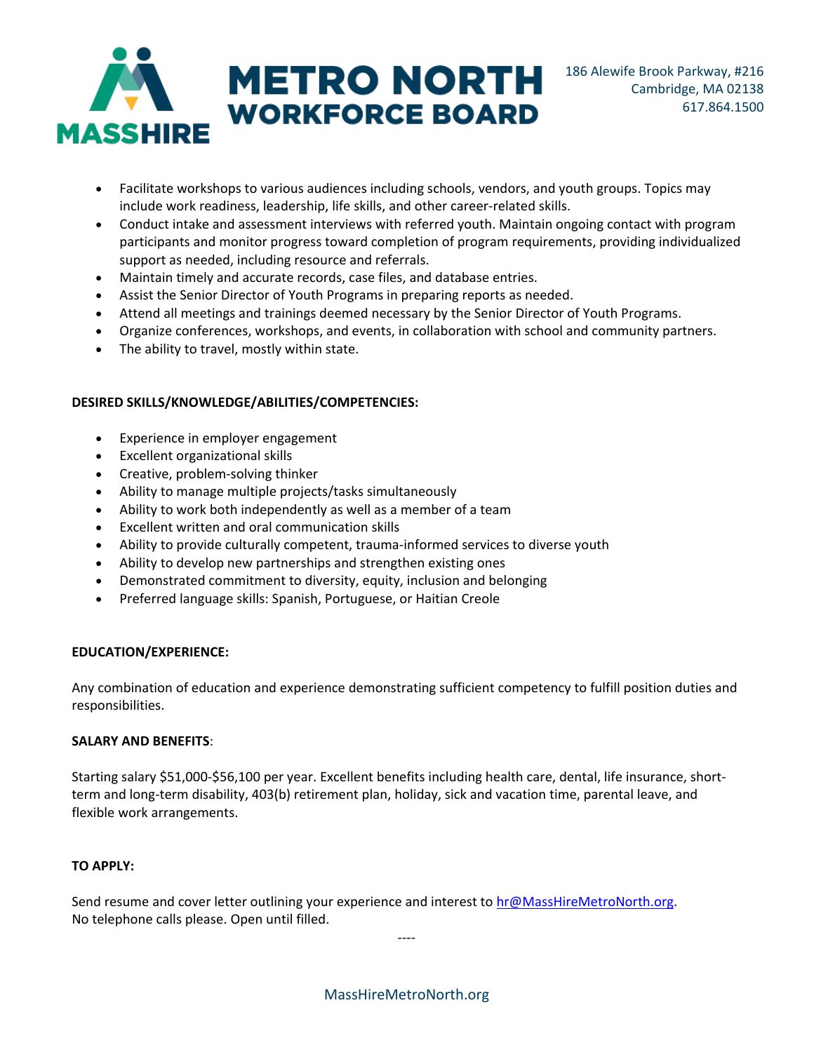- Facilitate workshops to various audiences including schools, vendors, and youth groups. Topics may include work readiness, leadership, life skills, and other career-related skills.
- Conduct intake and assessment interviews with referred youth. Maintain ongoing contact with program participants and monitor progress toward completion of program requirements, providing individualized support as needed, including resource and referrals.
- Maintain timely and accurate records, case files, and database entries.
- Assist the Senior Director of Youth Programs in preparing reports as needed.
- Attend all meetings and trainings deemed necessary by the Senior Director of Youth Programs.
- Organize conferences, workshops, and events, in collaboration with school and community partners.
- The ability to travel, mostly within state.

**DESIRED SKILLS/KNOWLEDGE/ABILITIES/COMPETENCIES:**

- Experience in employer engagement
- Excellent organizational skills
- Creative, problem-solving thinker
- Ability to manage multiple projects/tasks simultaneously
- Ability to work both independently as well as a member of a team
- Excellent written and oral communication skills
- Ability to provide culturally competent, trauma-informed services to diverse youth
- Ability to develop new partnerships and strengthen existing ones
- Demonstrated commitment to diversity, equity, inclusion and belonging
- Preferred language skills: Spanish, Portuguese, or Haitian Creole

**EDUCATION/EXPERIENCE:**

Any combination of education and experience demonstrating sufficient competency to fulfill position duties and responsibilities.

**SALARY AND BENEFITS**:

Starting salary $51,000-$56,100 per year. Excellent benefits including health care, dental, life insurance, short-term and long-term disability, 403(b) retirement plan, holiday, sick and vacation time, parental leave, and flexible work arrangements.

**TO APPLY:**

Send resume and cover letter outlining your experience and interest to hr@MassHireMetroNorth.org.
No telephone calls please. Open until filled.

----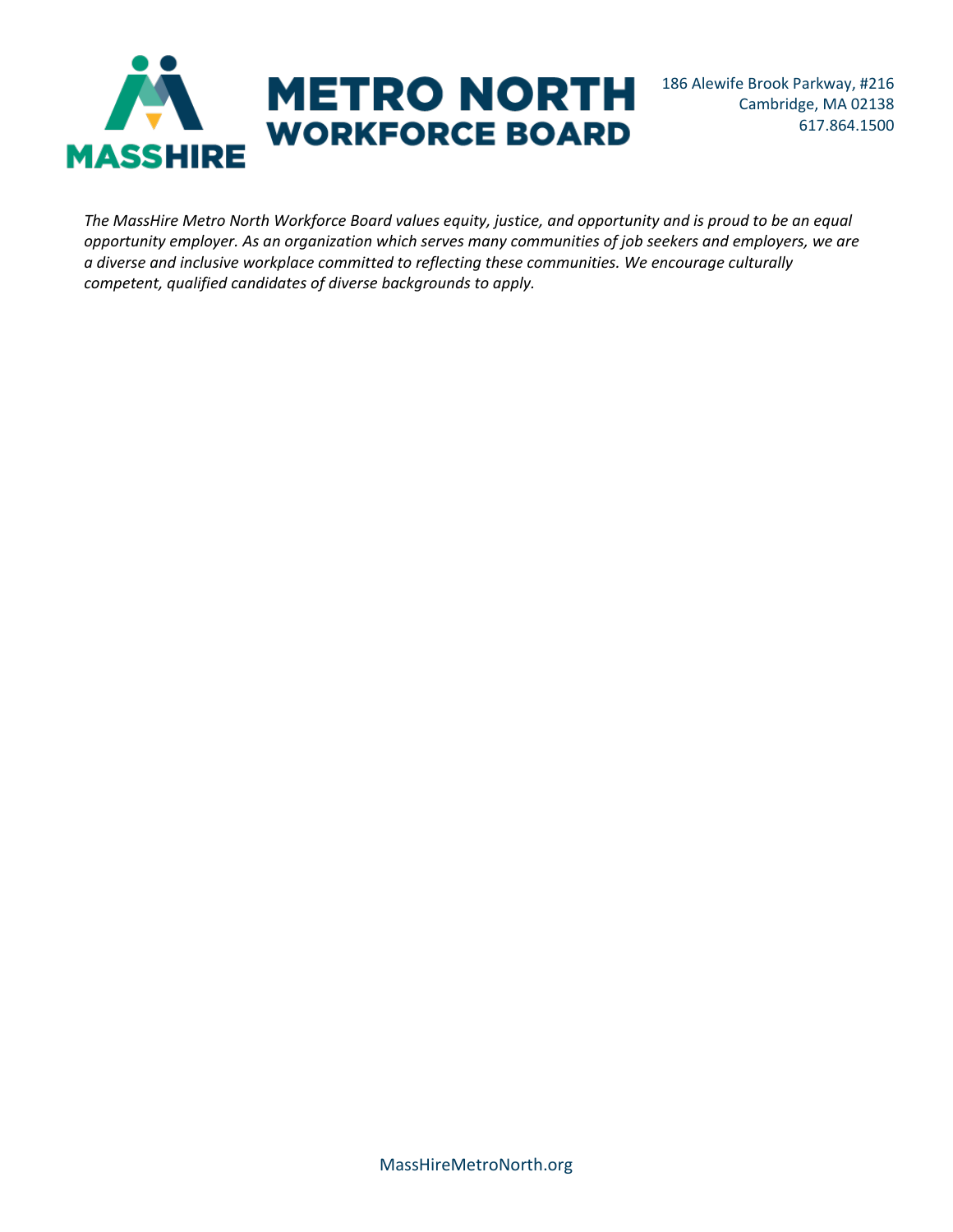*The MassHire Metro North Workforce Board values equity, justice, and opportunity and is proud to be an equal opportunity employer. As an organization which serves many communities of job seekers and employers, we are a diverse and inclusive workplace committed to reflecting these communities. We encourage culturally competent, qualified candidates of diverse backgrounds to apply.*